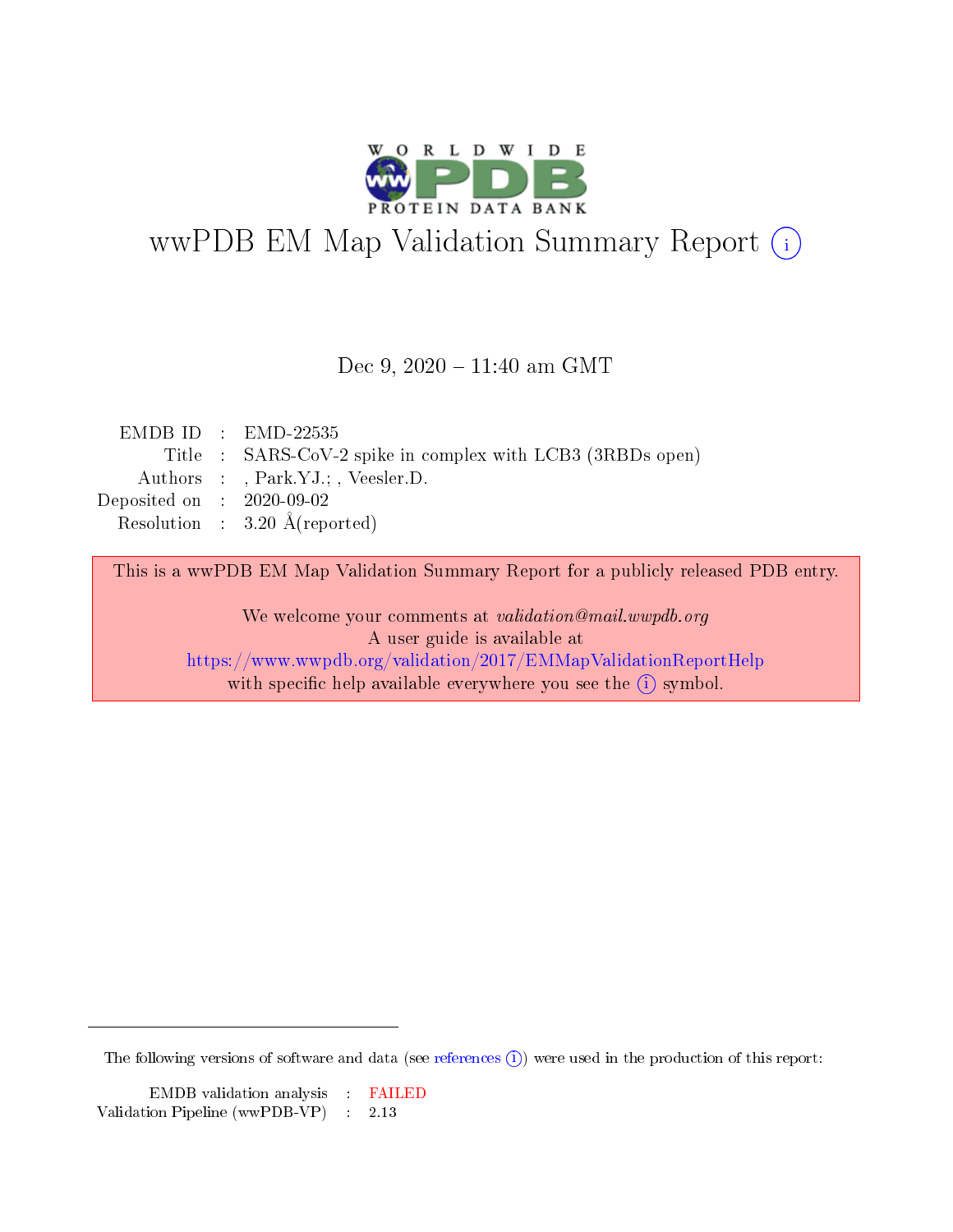# wwPDB EM Map Validation Summary Report

Dec 9, 2020 – 11:40 am GMT

| | | |
|---|---|---|
| EMDB ID | : | EMD-22535 |
| Title | : | SARS-CoV-2 spike in complex with LCB3 (3RBDs open) |
| Authors | : | , Park.YJ.; , Veesler.D. |
| Deposited on | : | 2020-09-02 |
| Resolution | : | 3.20 Å(reported) |

This is a wwPDB EM Map Validation Summary Report for a publicly released PDB entry.

We welcome your comments at *validation@mail.wwpdb.org*
A user guide is available at
https://www.wwpdb.org/validation/2017/EMMapValidationReportHelp
with specific help available everywhere you see the (i) symbol.

The following versions of software and data (see references (i)) were used in the production of this report:

| | | |
|---|---|---|
| EMDB validation analysis | : | FAILED |
| Validation Pipeline (wwPDB-VP) | : | 2.13 |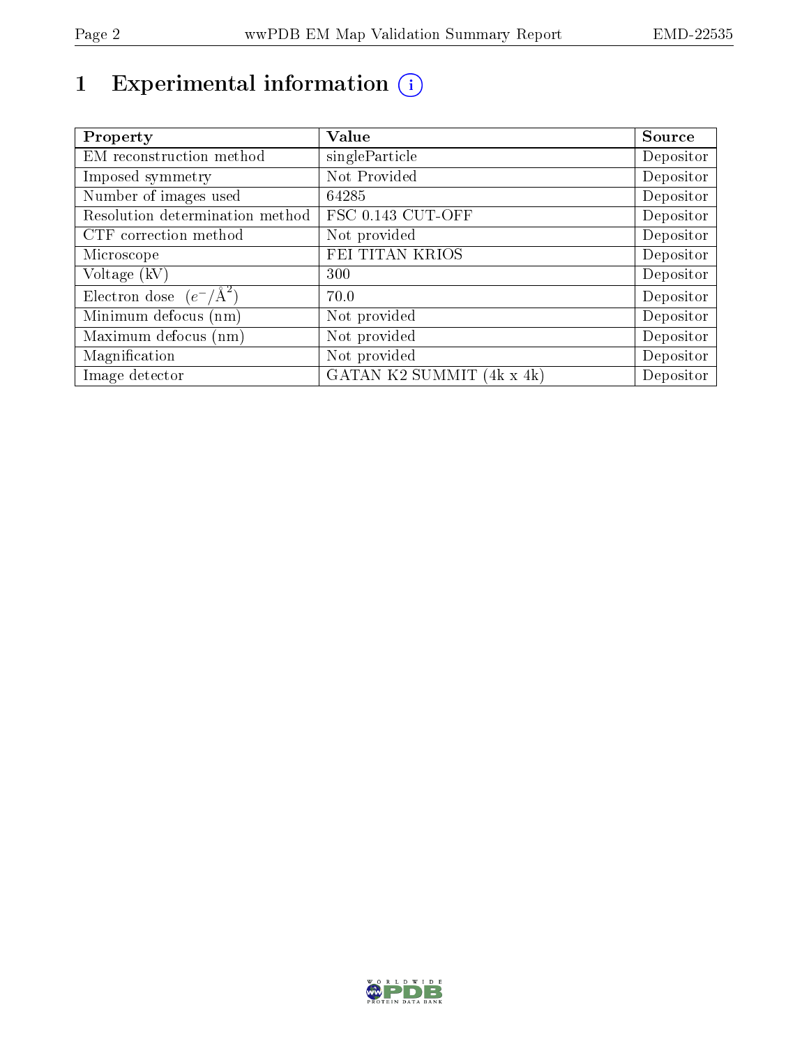# 1 Experimental information

| Property | Value | Source |
|---|---|---|
| EM reconstruction method | singleParticle | Depositor |
| Imposed symmetry | Not Provided | Depositor |
| Number of images used | 64285 | Depositor |
| Resolution determination method | FSC 0.143 CUT-OFF | Depositor |
| CTF correction method | Not provided | Depositor |
| Microscope | FEI TITAN KRIOS | Depositor |
| Voltage (kV) | 300 | Depositor |
| Electron dose $(e^-/\text{Å}^2)$ | 70.0 | Depositor |
| Minimum defocus (nm) | Not provided | Depositor |
| Maximum defocus (nm) | Not provided | Depositor |
| Magnification | Not provided | Depositor |
| Image detector | GATAN K2 SUMMIT (4k x 4k) | Depositor |